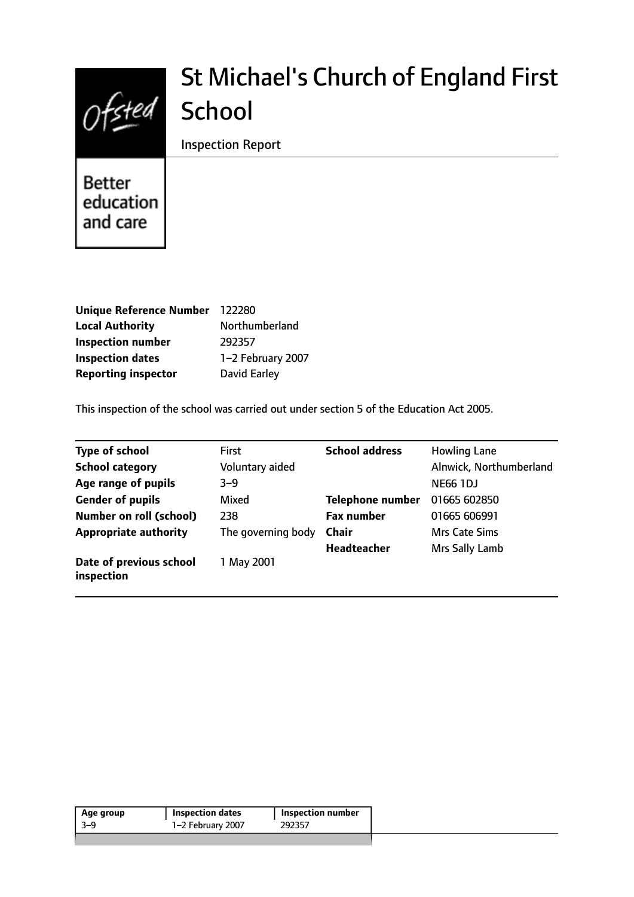Ofsted

Better education and care

# St Michael's Church of England First School

Inspection Report

| | |
|---|---|
| **Unique Reference Number** | 122280 |
| **Local Authority** | Northumberland |
| **Inspection number** | 292357 |
| **Inspection dates** | 1–2 February 2007 |
| **Reporting inspector** | David Earley |

This inspection of the school was carried out under section 5 of the Education Act 2005.

| | | | |
|---|---|---|---|
| **Type of school** | First | **School address** | Howling Lane |
| **School category** | Voluntary aided | | Alnwick, Northumberland |
| **Age range of pupils** | 3–9 | | NE66 1DJ |
| **Gender of pupils** | Mixed | **Telephone number** | 01665 602850 |
| **Number on roll (school)** | 238 | **Fax number** | 01665 606991 |
| **Appropriate authority** | The governing body | **Chair** | Mrs Cate Sims |
| | | **Headteacher** | Mrs Sally Lamb |
| **Date of previous school inspection** | 1 May 2001 | | |

| Age group | Inspection dates | Inspection number |
|---|---|---|
| 3–9 | 1–2 February 2007 | 292357 |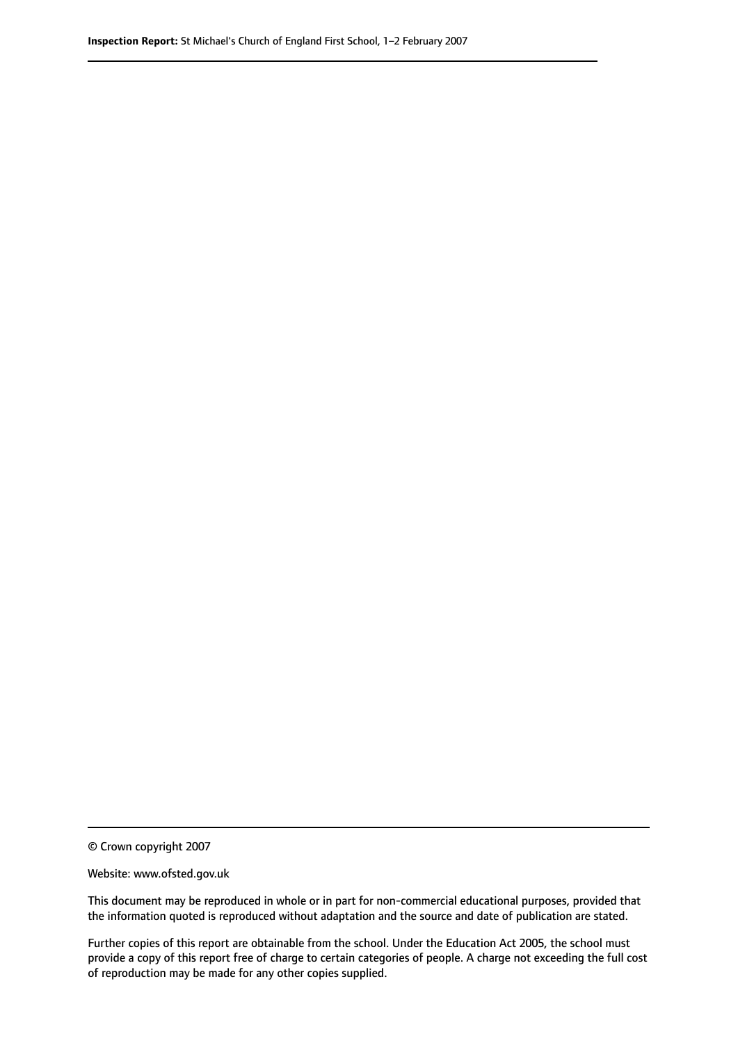© Crown copyright 2007

Website: www.ofsted.gov.uk

This document may be reproduced in whole or in part for non-commercial educational purposes, provided that the information quoted is reproduced without adaptation and the source and date of publication are stated.

Further copies of this report are obtainable from the school. Under the Education Act 2005, the school must provide a copy of this report free of charge to certain categories of people. A charge not exceeding the full cost of reproduction may be made for any other copies supplied.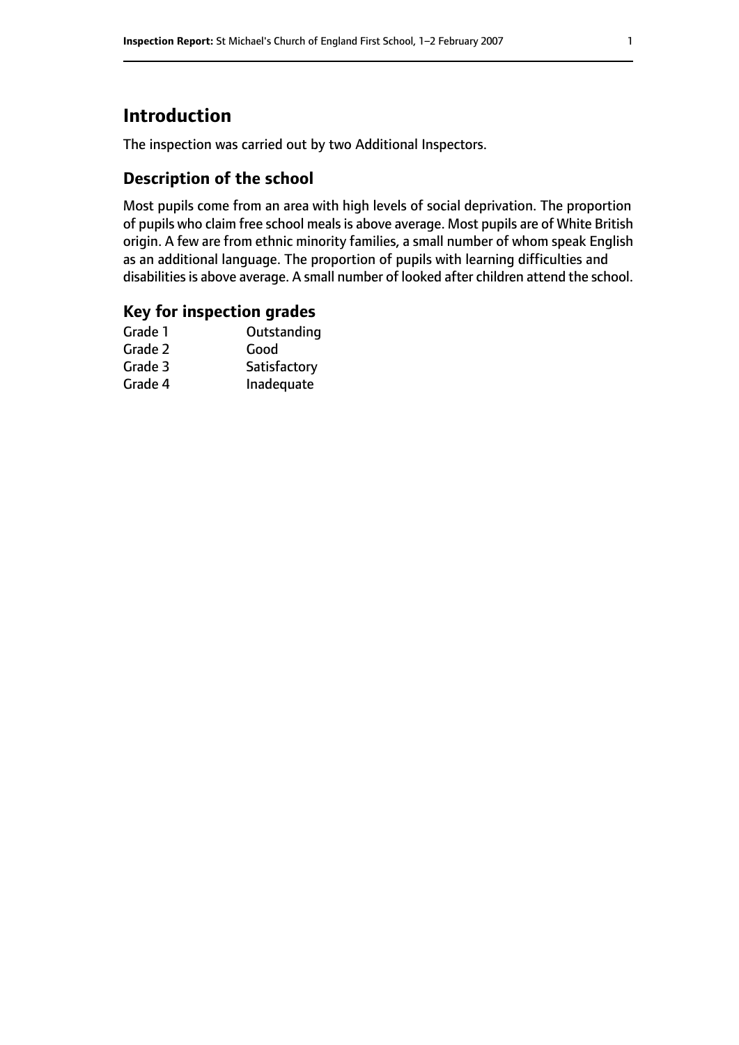# Introduction

The inspection was carried out by two Additional Inspectors.

## Description of the school

Most pupils come from an area with high levels of social deprivation. The proportion of pupils who claim free school meals is above average. Most pupils are of White British origin. A few are from ethnic minority families, a small number of whom speak English as an additional language. The proportion of pupils with learning difficulties and disabilities is above average. A small number of looked after children attend the school.

## Key for inspection grades

| | |
|---|---|
| Grade 1 | Outstanding |
| Grade 2 | Good |
| Grade 3 | Satisfactory |
| Grade 4 | Inadequate |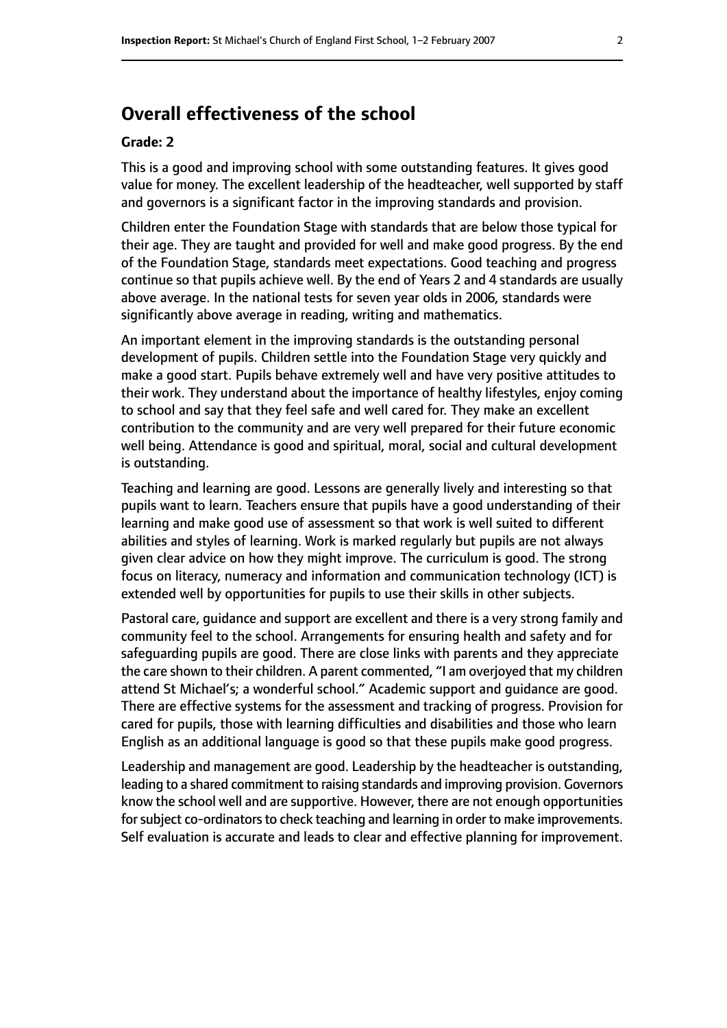# Overall effectiveness of the school

**Grade: 2**

This is a good and improving school with some outstanding features. It gives good value for money. The excellent leadership of the headteacher, well supported by staff and governors is a significant factor in the improving standards and provision.

Children enter the Foundation Stage with standards that are below those typical for their age. They are taught and provided for well and make good progress. By the end of the Foundation Stage, standards meet expectations. Good teaching and progress continue so that pupils achieve well. By the end of Years 2 and 4 standards are usually above average. In the national tests for seven year olds in 2006, standards were significantly above average in reading, writing and mathematics.

An important element in the improving standards is the outstanding personal development of pupils. Children settle into the Foundation Stage very quickly and make a good start. Pupils behave extremely well and have very positive attitudes to their work. They understand about the importance of healthy lifestyles, enjoy coming to school and say that they feel safe and well cared for. They make an excellent contribution to the community and are very well prepared for their future economic well being. Attendance is good and spiritual, moral, social and cultural development is outstanding.

Teaching and learning are good. Lessons are generally lively and interesting so that pupils want to learn. Teachers ensure that pupils have a good understanding of their learning and make good use of assessment so that work is well suited to different abilities and styles of learning. Work is marked regularly but pupils are not always given clear advice on how they might improve. The curriculum is good. The strong focus on literacy, numeracy and information and communication technology (ICT) is extended well by opportunities for pupils to use their skills in other subjects.

Pastoral care, guidance and support are excellent and there is a very strong family and community feel to the school. Arrangements for ensuring health and safety and for safeguarding pupils are good. There are close links with parents and they appreciate the care shown to their children. A parent commented, "I am overjoyed that my children attend St Michael's; a wonderful school." Academic support and guidance are good. There are effective systems for the assessment and tracking of progress. Provision for cared for pupils, those with learning difficulties and disabilities and those who learn English as an additional language is good so that these pupils make good progress.

Leadership and management are good. Leadership by the headteacher is outstanding, leading to a shared commitment to raising standards and improving provision. Governors know the school well and are supportive. However, there are not enough opportunities for subject co-ordinators to check teaching and learning in order to make improvements. Self evaluation is accurate and leads to clear and effective planning for improvement.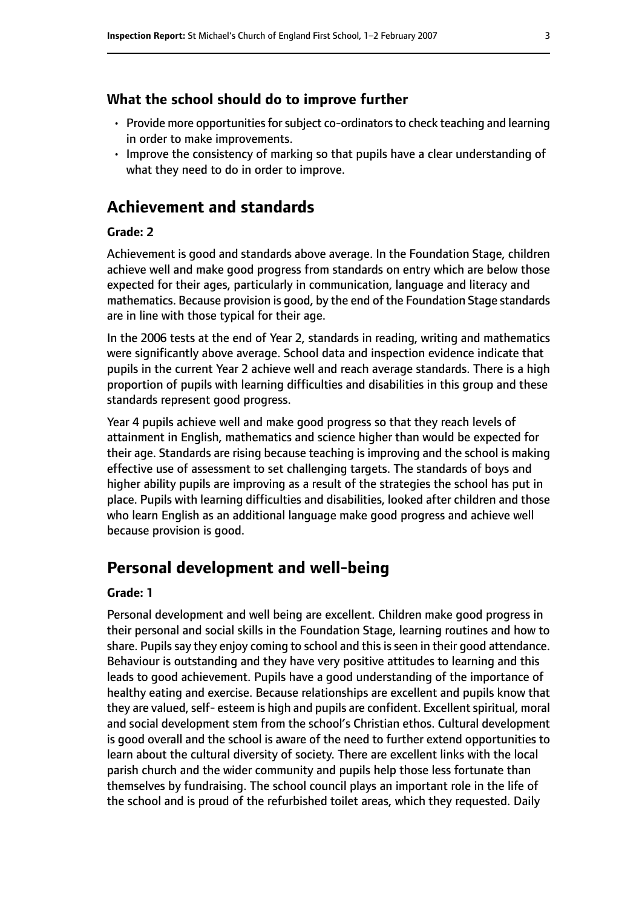### What the school should do to improve further

- Provide more opportunities for subject co-ordinators to check teaching and learning in order to make improvements.
- Improve the consistency of marking so that pupils have a clear understanding of what they need to do in order to improve.

## Achievement and standards

#### Grade: 2

Achievement is good and standards above average. In the Foundation Stage, children achieve well and make good progress from standards on entry which are below those expected for their ages, particularly in communication, language and literacy and mathematics. Because provision is good, by the end of the Foundation Stage standards are in line with those typical for their age.

In the 2006 tests at the end of Year 2, standards in reading, writing and mathematics were significantly above average. School data and inspection evidence indicate that pupils in the current Year 2 achieve well and reach average standards. There is a high proportion of pupils with learning difficulties and disabilities in this group and these standards represent good progress.

Year 4 pupils achieve well and make good progress so that they reach levels of attainment in English, mathematics and science higher than would be expected for their age. Standards are rising because teaching is improving and the school is making effective use of assessment to set challenging targets. The standards of boys and higher ability pupils are improving as a result of the strategies the school has put in place. Pupils with learning difficulties and disabilities, looked after children and those who learn English as an additional language make good progress and achieve well because provision is good.

## Personal development and well-being

#### Grade: 1

Personal development and well being are excellent. Children make good progress in their personal and social skills in the Foundation Stage, learning routines and how to share. Pupils say they enjoy coming to school and this is seen in their good attendance. Behaviour is outstanding and they have very positive attitudes to learning and this leads to good achievement. Pupils have a good understanding of the importance of healthy eating and exercise. Because relationships are excellent and pupils know that they are valued, self- esteem is high and pupils are confident. Excellent spiritual, moral and social development stem from the school's Christian ethos. Cultural development is good overall and the school is aware of the need to further extend opportunities to learn about the cultural diversity of society. There are excellent links with the local parish church and the wider community and pupils help those less fortunate than themselves by fundraising. The school council plays an important role in the life of the school and is proud of the refurbished toilet areas, which they requested. Daily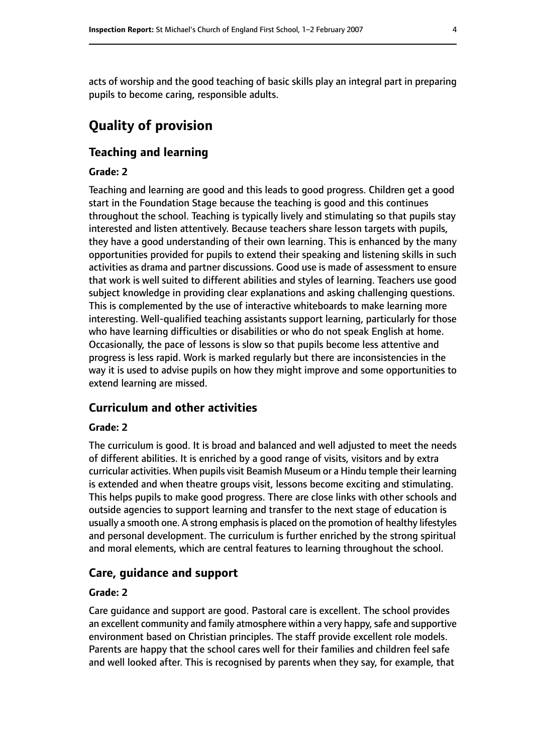acts of worship and the good teaching of basic skills play an integral part in preparing pupils to become caring, responsible adults.

# Quality of provision

## Teaching and learning

#### Grade: 2

Teaching and learning are good and this leads to good progress. Children get a good start in the Foundation Stage because the teaching is good and this continues throughout the school. Teaching is typically lively and stimulating so that pupils stay interested and listen attentively. Because teachers share lesson targets with pupils, they have a good understanding of their own learning. This is enhanced by the many opportunities provided for pupils to extend their speaking and listening skills in such activities as drama and partner discussions. Good use is made of assessment to ensure that work is well suited to different abilities and styles of learning. Teachers use good subject knowledge in providing clear explanations and asking challenging questions. This is complemented by the use of interactive whiteboards to make learning more interesting. Well-qualified teaching assistants support learning, particularly for those who have learning difficulties or disabilities or who do not speak English at home. Occasionally, the pace of lessons is slow so that pupils become less attentive and progress is less rapid. Work is marked regularly but there are inconsistencies in the way it is used to advise pupils on how they might improve and some opportunities to extend learning are missed.

## Curriculum and other activities

#### Grade: 2

The curriculum is good. It is broad and balanced and well adjusted to meet the needs of different abilities. It is enriched by a good range of visits, visitors and by extra curricular activities. When pupils visit Beamish Museum or a Hindu temple their learning is extended and when theatre groups visit, lessons become exciting and stimulating. This helps pupils to make good progress. There are close links with other schools and outside agencies to support learning and transfer to the next stage of education is usually a smooth one. A strong emphasis is placed on the promotion of healthy lifestyles and personal development. The curriculum is further enriched by the strong spiritual and moral elements, which are central features to learning throughout the school.

## Care, guidance and support

#### Grade: 2

Care guidance and support are good. Pastoral care is excellent. The school provides an excellent community and family atmosphere within a very happy, safe and supportive environment based on Christian principles. The staff provide excellent role models. Parents are happy that the school cares well for their families and children feel safe and well looked after. This is recognised by parents when they say, for example, that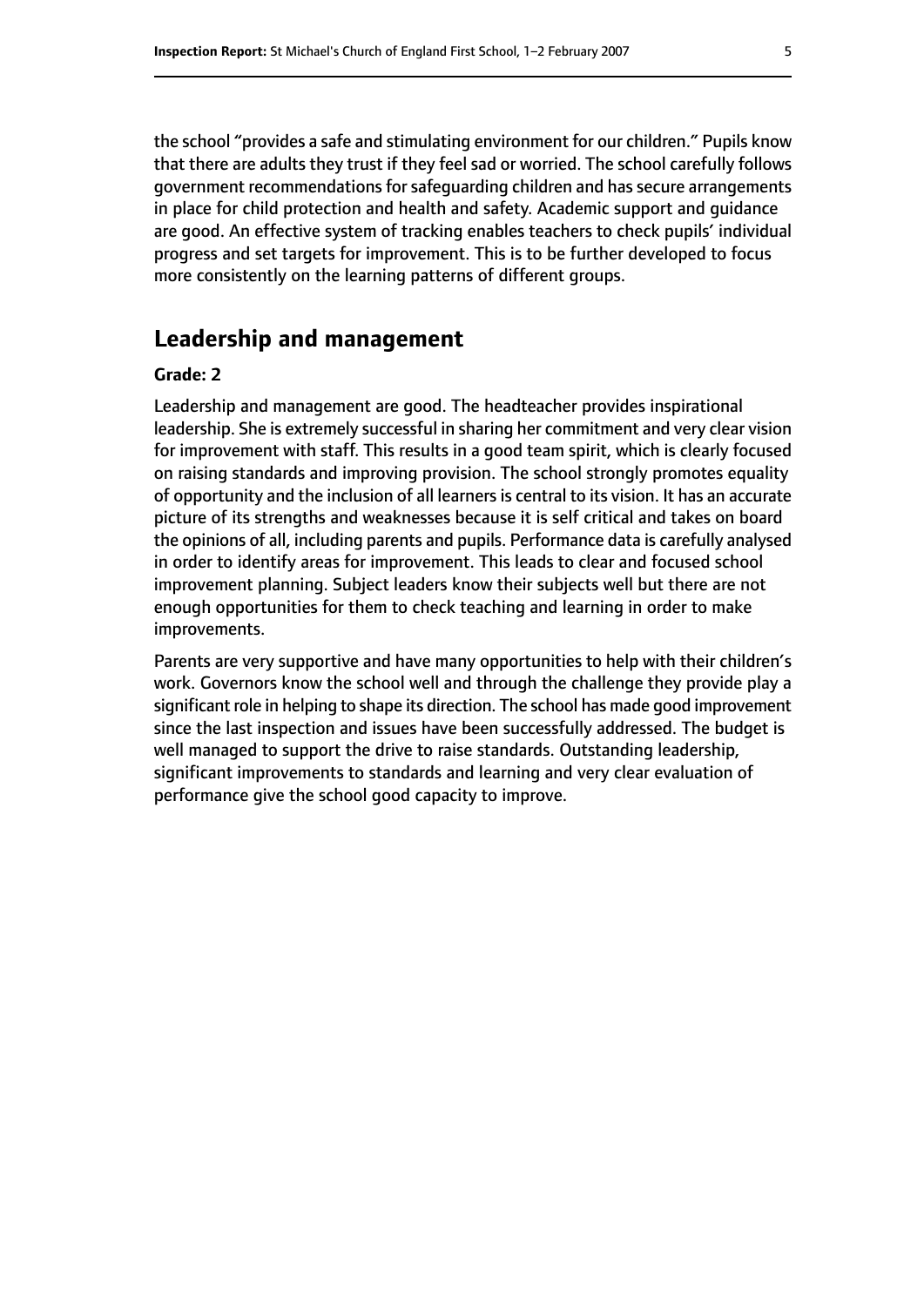the school "provides a safe and stimulating environment for our children." Pupils know that there are adults they trust if they feel sad or worried. The school carefully follows government recommendations for safeguarding children and has secure arrangements in place for child protection and health and safety. Academic support and guidance are good. An effective system of tracking enables teachers to check pupils' individual progress and set targets for improvement. This is to be further developed to focus more consistently on the learning patterns of different groups.

## Leadership and management

**Grade: 2**

Leadership and management are good. The headteacher provides inspirational leadership. She is extremely successful in sharing her commitment and very clear vision for improvement with staff. This results in a good team spirit, which is clearly focused on raising standards and improving provision. The school strongly promotes equality of opportunity and the inclusion of all learners is central to its vision. It has an accurate picture of its strengths and weaknesses because it is self critical and takes on board the opinions of all, including parents and pupils. Performance data is carefully analysed in order to identify areas for improvement. This leads to clear and focused school improvement planning. Subject leaders know their subjects well but there are not enough opportunities for them to check teaching and learning in order to make improvements.

Parents are very supportive and have many opportunities to help with their children's work. Governors know the school well and through the challenge they provide play a significant role in helping to shape its direction. The school has made good improvement since the last inspection and issues have been successfully addressed. The budget is well managed to support the drive to raise standards. Outstanding leadership, significant improvements to standards and learning and very clear evaluation of performance give the school good capacity to improve.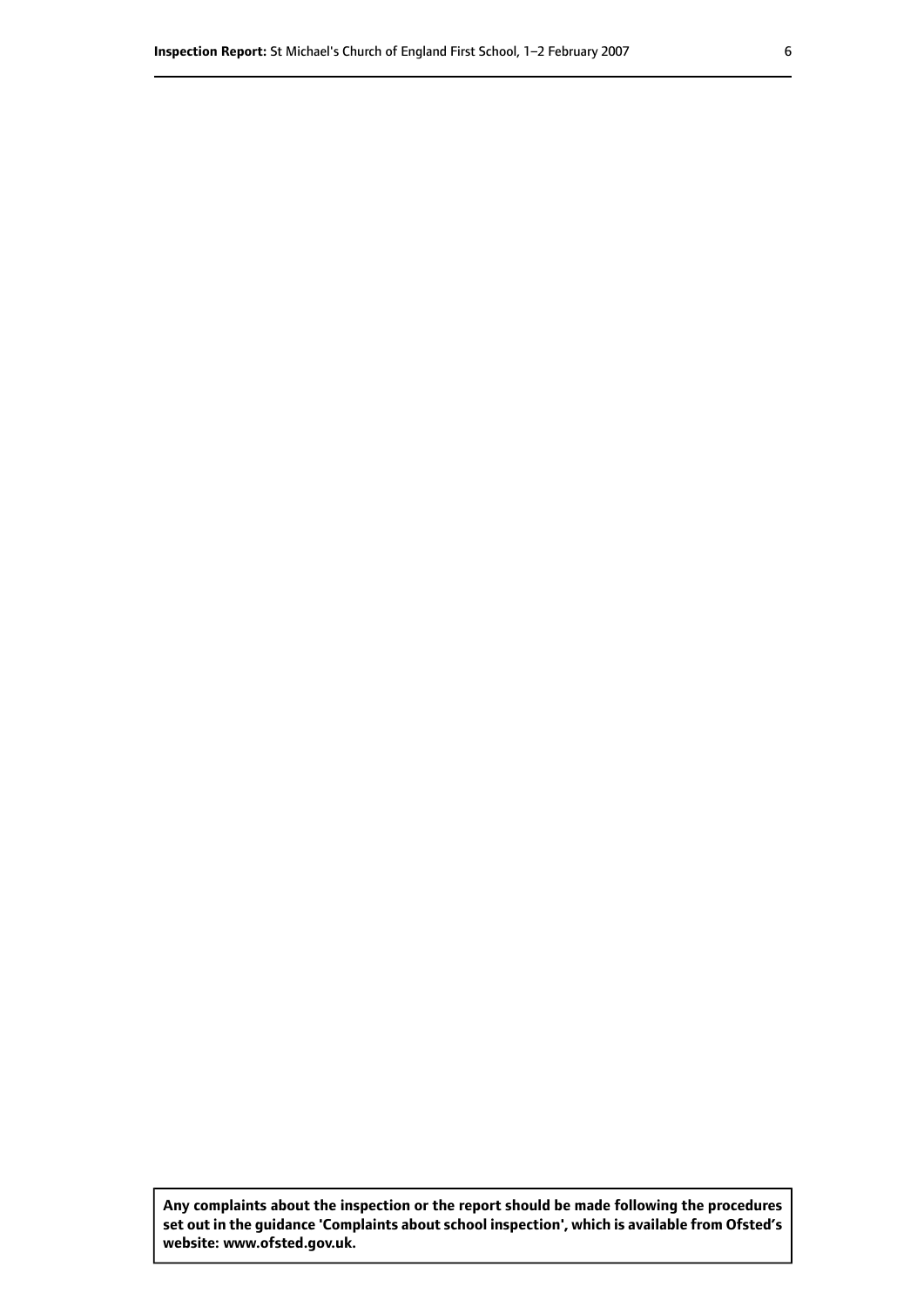**Any complaints about the inspection or the report should be made following the procedures set out in the guidance 'Complaints about school inspection', which is available from Ofsted's website: www.ofsted.gov.uk.**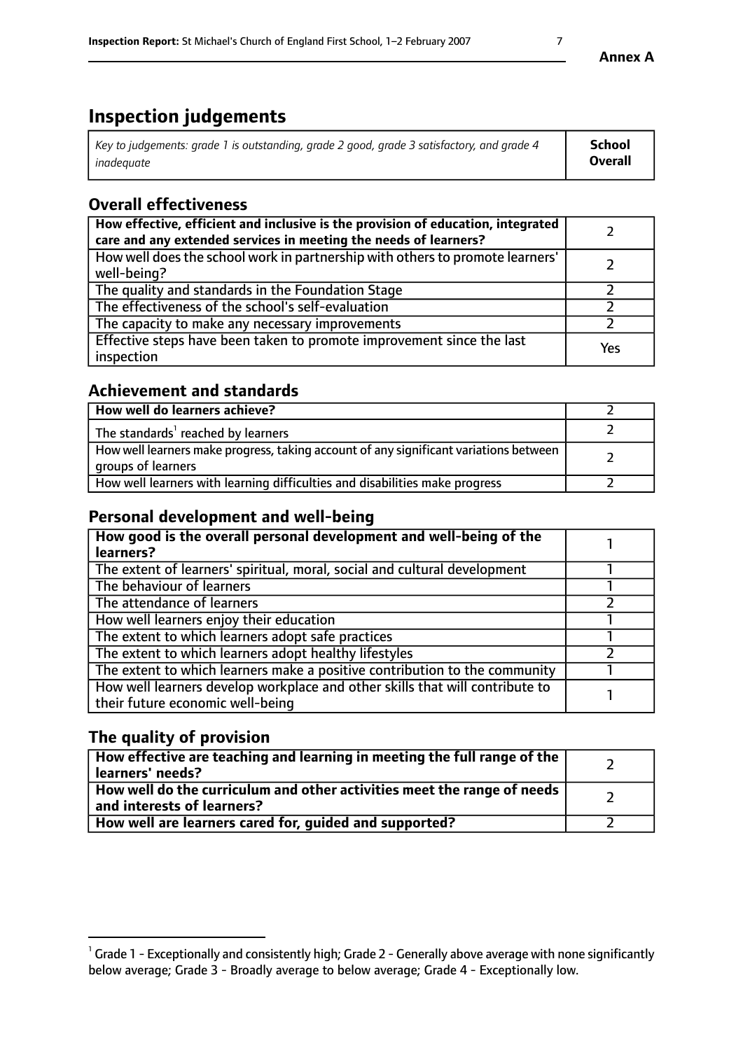# Inspection judgements

| *Key to judgements: grade 1 is outstanding, grade 2 good, grade 3 satisfactory, and grade 4 inadequate* | **School Overall** |
|---|---|

## Overall effectiveness

| | |
|---|---|
| **How effective, efficient and inclusive is the provision of education, integrated care and any extended services in meeting the needs of learners?** | 2 |
| How well does the school work in partnership with others to promote learners' well-being? | 2 |
| The quality and standards in the Foundation Stage | 2 |
| The effectiveness of the school's self-evaluation | 2 |
| The capacity to make any necessary improvements | 2 |
| Effective steps have been taken to promote improvement since the last inspection | Yes |

## Achievement and standards

| | |
|---|---|
| **How well do learners achieve?** | 2 |
| The standards[1] reached by learners | 2 |
| How well learners make progress, taking account of any significant variations between groups of learners | 2 |
| How well learners with learning difficulties and disabilities make progress | 2 |

## Personal development and well-being

| | |
|---|---|
| **How good is the overall personal development and well-being of the learners?** | 1 |
| The extent of learners' spiritual, moral, social and cultural development | 1 |
| The behaviour of learners | 1 |
| The attendance of learners | 2 |
| How well learners enjoy their education | 1 |
| The extent to which learners adopt safe practices | 1 |
| The extent to which learners adopt healthy lifestyles | 2 |
| The extent to which learners make a positive contribution to the community | 1 |
| How well learners develop workplace and other skills that will contribute to their future economic well-being | 1 |

## The quality of provision

| | |
|---|---|
| **How effective are teaching and learning in meeting the full range of the learners' needs?** | 2 |
| **How well do the curriculum and other activities meet the range of needs and interests of learners?** | 2 |
| **How well are learners cared for, guided and supported?** | 2 |

[1] Grade 1 - Exceptionally and consistently high; Grade 2 - Generally above average with none significantly below average; Grade 3 - Broadly average to below average; Grade 4 - Exceptionally low.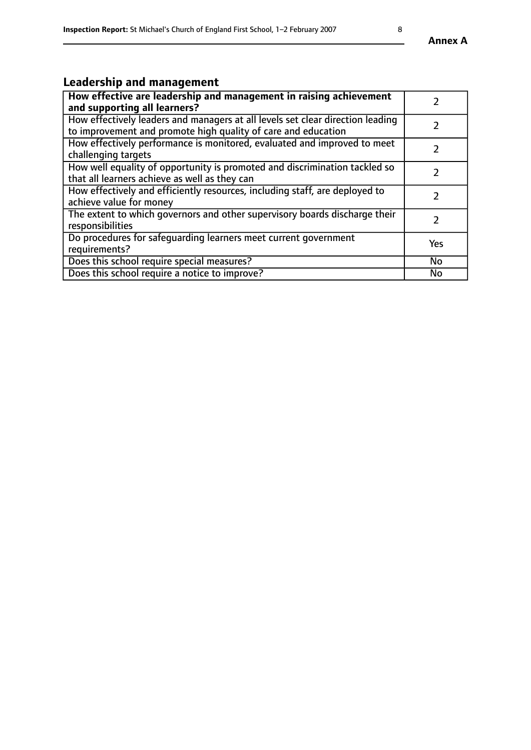## Leadership and management

| **How effective are leadership and management in raising achievement and supporting all learners?** | 2 |
|---|---|
| How effectively leaders and managers at all levels set clear direction leading to improvement and promote high quality of care and education | 2 |
| How effectively performance is monitored, evaluated and improved to meet challenging targets | 2 |
| How well equality of opportunity is promoted and discrimination tackled so that all learners achieve as well as they can | 2 |
| How effectively and efficiently resources, including staff, are deployed to achieve value for money | 2 |
| The extent to which governors and other supervisory boards discharge their responsibilities | 2 |
| Do procedures for safeguarding learners meet current government requirements? | Yes |
| Does this school require special measures? | No |
| Does this school require a notice to improve? | No |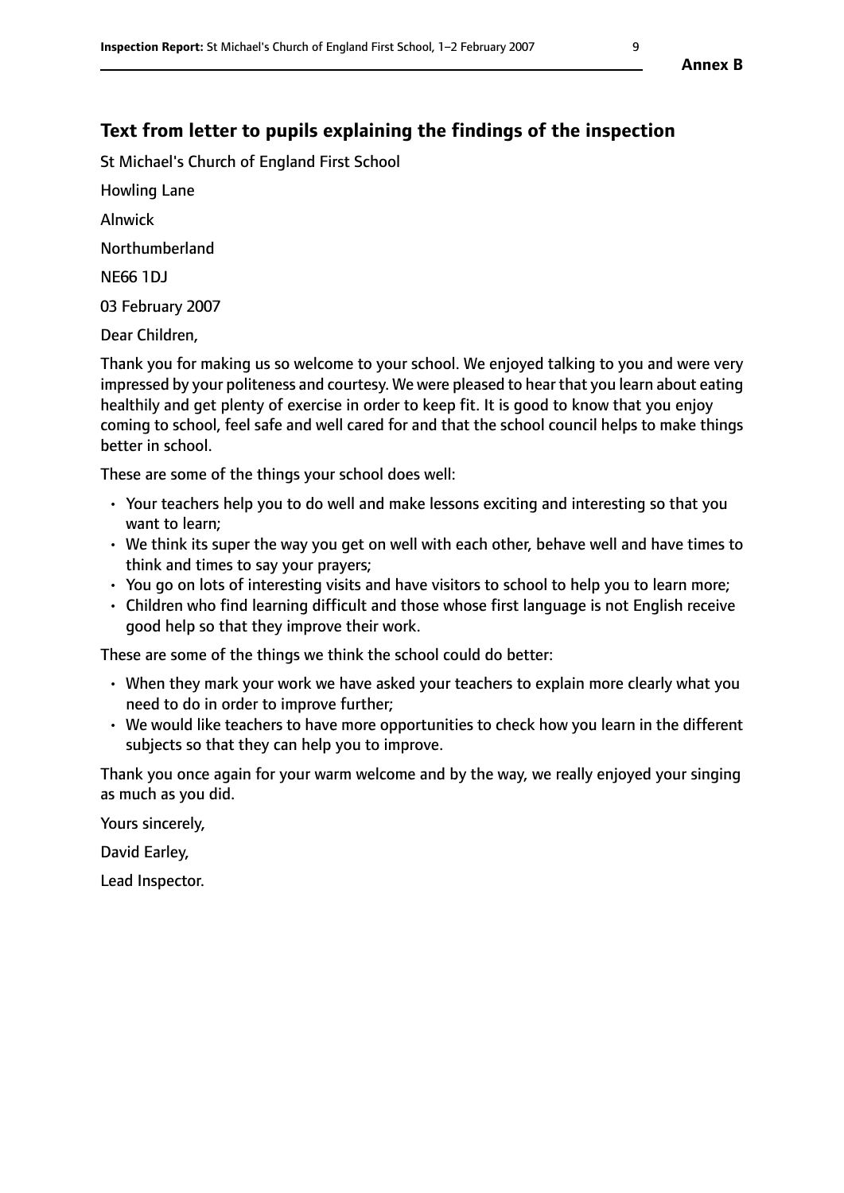## Text from letter to pupils explaining the findings of the inspection

St Michael's Church of England First School

Howling Lane

Alnwick

Northumberland

NE66 1DJ

03 February 2007

Dear Children,

Thank you for making us so welcome to your school. We enjoyed talking to you and were very impressed by your politeness and courtesy. We were pleased to hear that you learn about eating healthily and get plenty of exercise in order to keep fit. It is good to know that you enjoy coming to school, feel safe and well cared for and that the school council helps to make things better in school.

These are some of the things your school does well:

- Your teachers help you to do well and make lessons exciting and interesting so that you want to learn;
- We think its super the way you get on well with each other, behave well and have times to think and times to say your prayers;
- You go on lots of interesting visits and have visitors to school to help you to learn more;
- Children who find learning difficult and those whose first language is not English receive good help so that they improve their work.

These are some of the things we think the school could do better:

- When they mark your work we have asked your teachers to explain more clearly what you need to do in order to improve further;
- We would like teachers to have more opportunities to check how you learn in the different subjects so that they can help you to improve.

Thank you once again for your warm welcome and by the way, we really enjoyed your singing as much as you did.

Yours sincerely,

David Earley,

Lead Inspector.